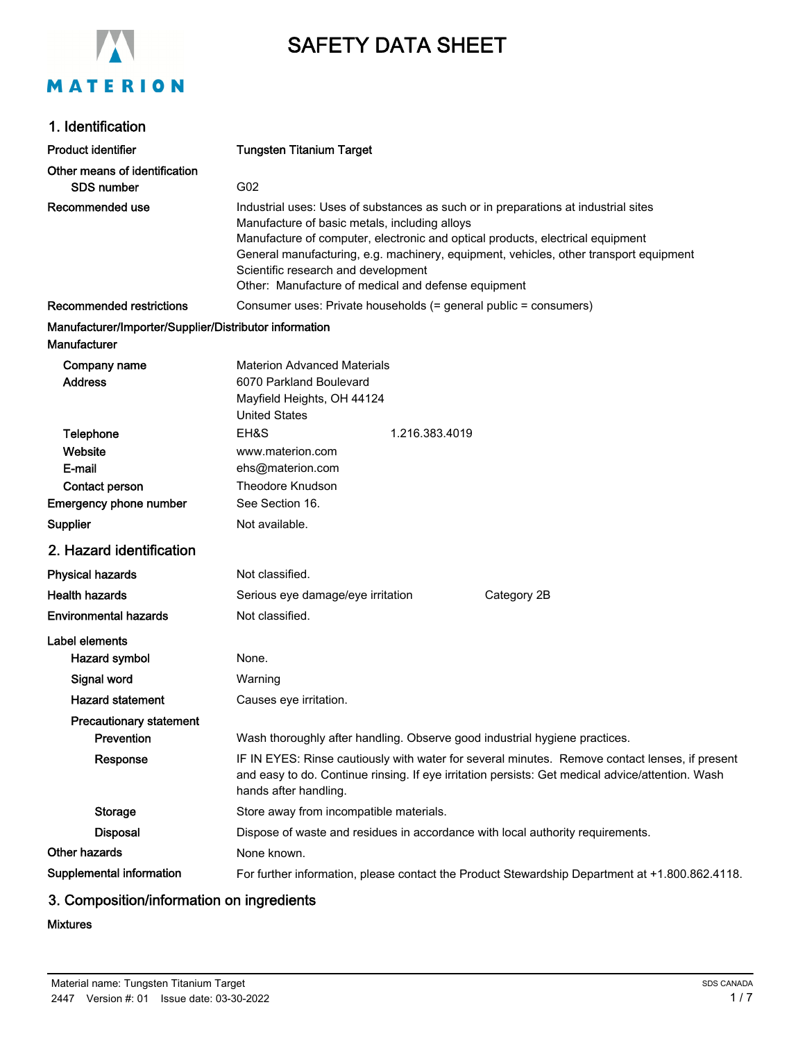# SAFETY DATA SHEET

## 1. Identification

| | |
|---|---|
| **Product identifier** | **Tungsten Titanium Target** |
| **Other means of identification** | |
| **SDS number** | G02 |
| **Recommended use** | Industrial uses: Uses of substances as such or in preparations at industrial sites<br>Manufacture of basic metals, including alloys<br>Manufacture of computer, electronic and optical products, electrical equipment<br>General manufacturing, e.g. machinery, equipment, vehicles, other transport equipment<br>Scientific research and development<br>Other: Manufacture of medical and defense equipment |
| **Recommended restrictions** | Consumer uses: Private households (= general public = consumers) |

**Manufacturer/Importer/Supplier/Distributor information**

**Manufacturer**

| | |
|---|---|
| **Company name** | Materion Advanced Materials |
| **Address** | 6070 Parkland Boulevard<br>Mayfield Heights, OH 44124<br>United States |
| **Telephone** | EH&S 1.216.383.4019 |
| **Website** | www.materion.com |
| **E-mail** | ehs@materion.com |
| **Contact person** | Theodore Knudson |
| **Emergency phone number** | See Section 16. |
| **Supplier** | Not available. |

## 2. Hazard identification

| | |
|---|---|
| **Physical hazards** | Not classified. |
| **Health hazards** | Serious eye damage/eye irritation — Category 2B |
| **Environmental hazards** | Not classified. |

**Label elements**

| | |
|---|---|
| **Hazard symbol** | None. |
| **Signal word** | Warning |
| **Hazard statement** | Causes eye irritation. |

**Precautionary statement**

| | |
|---|---|
| **Prevention** | Wash thoroughly after handling. Observe good industrial hygiene practices. |
| **Response** | IF IN EYES: Rinse cautiously with water for several minutes. Remove contact lenses, if present and easy to do. Continue rinsing. If eye irritation persists: Get medical advice/attention. Wash hands after handling. |
| **Storage** | Store away from incompatible materials. |
| **Disposal** | Dispose of waste and residues in accordance with local authority requirements. |
| **Other hazards** | None known. |
| **Supplemental information** | For further information, please contact the Product Stewardship Department at +1.800.862.4118. |

## 3. Composition/information on ingredients

**Mixtures**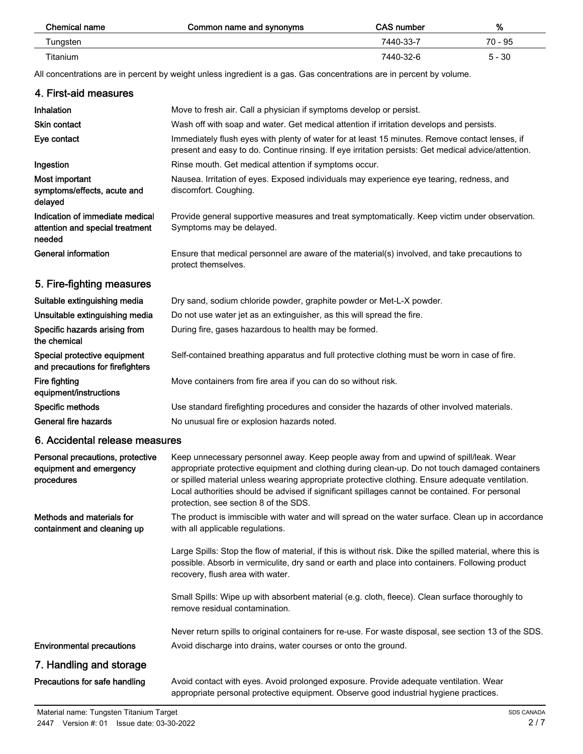| Chemical name | Common name and synonyms | CAS number | % |
|---|---|---|---|
| Tungsten | | 7440-33-7 | 70 - 95 |
| Titanium | | 7440-32-6 | 5 - 30 |

All concentrations are in percent by weight unless ingredient is a gas. Gas concentrations are in percent by volume.

## 4. First-aid measures

**Inhalation** Move to fresh air. Call a physician if symptoms develop or persist.

**Skin contact** Wash off with soap and water. Get medical attention if irritation develops and persists.

**Eye contact** Immediately flush eyes with plenty of water for at least 15 minutes. Remove contact lenses, if present and easy to do. Continue rinsing. If eye irritation persists: Get medical advice/attention.

**Ingestion** Rinse mouth. Get medical attention if symptoms occur.

**Most important symptoms/effects, acute and delayed** Nausea. Irritation of eyes. Exposed individuals may experience eye tearing, redness, and discomfort. Coughing.

**Indication of immediate medical attention and special treatment needed** Provide general supportive measures and treat symptomatically. Keep victim under observation. Symptoms may be delayed.

**General information** Ensure that medical personnel are aware of the material(s) involved, and take precautions to protect themselves.

## 5. Fire-fighting measures

**Suitable extinguishing media** Dry sand, sodium chloride powder, graphite powder or Met-L-X powder.

**Unsuitable extinguishing media** Do not use water jet as an extinguisher, as this will spread the fire.

**Specific hazards arising from the chemical** During fire, gases hazardous to health may be formed.

**Special protective equipment and precautions for firefighters** Self-contained breathing apparatus and full protective clothing must be worn in case of fire.

**Fire fighting equipment/instructions** Move containers from fire area if you can do so without risk.

**Specific methods** Use standard firefighting procedures and consider the hazards of other involved materials.

**General fire hazards** No unusual fire or explosion hazards noted.

## 6. Accidental release measures

**Personal precautions, protective equipment and emergency procedures** Keep unnecessary personnel away. Keep people away from and upwind of spill/leak. Wear appropriate protective equipment and clothing during clean-up. Do not touch damaged containers or spilled material unless wearing appropriate protective clothing. Ensure adequate ventilation. Local authorities should be advised if significant spillages cannot be contained. For personal protection, see section 8 of the SDS.

**Methods and materials for containment and cleaning up** The product is immiscible with water and will spread on the water surface. Clean up in accordance with all applicable regulations.

Large Spills: Stop the flow of material, if this is without risk. Dike the spilled material, where this is possible. Absorb in vermiculite, dry sand or earth and place into containers. Following product recovery, flush area with water.

Small Spills: Wipe up with absorbent material (e.g. cloth, fleece). Clean surface thoroughly to remove residual contamination.

Never return spills to original containers for re-use. For waste disposal, see section 13 of the SDS.

**Environmental precautions** Avoid discharge into drains, water courses or onto the ground.

## 7. Handling and storage

**Precautions for safe handling** Avoid contact with eyes. Avoid prolonged exposure. Provide adequate ventilation. Wear appropriate personal protective equipment. Observe good industrial hygiene practices.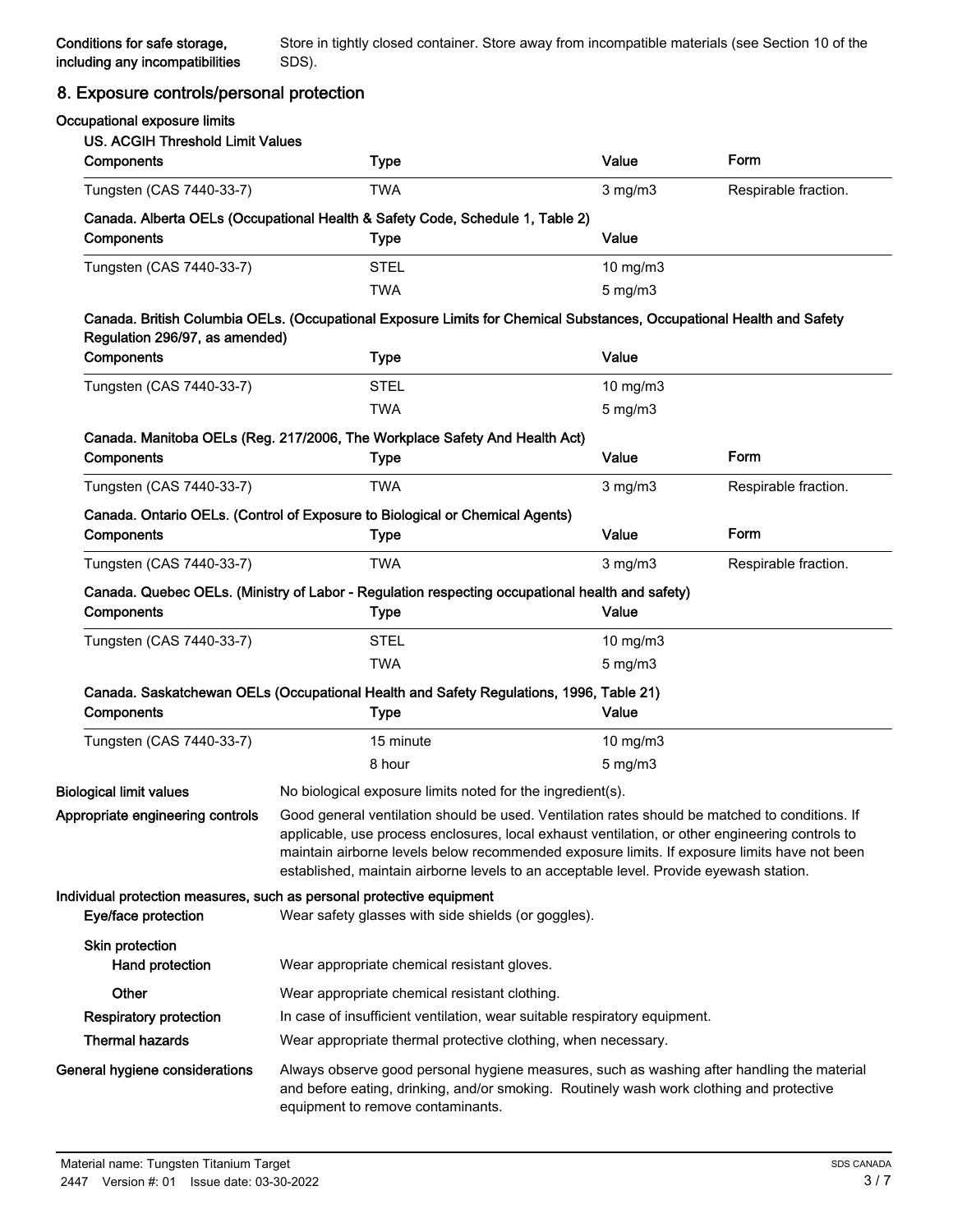**Conditions for safe storage, including any incompatibilities** Store in tightly closed container. Store away from incompatible materials (see Section 10 of the SDS).

## 8. Exposure controls/personal protection

**Occupational exposure limits**

**US. ACGIH Threshold Limit Values**

| Components | Type | Value | Form |
|---|---|---|---|
| Tungsten (CAS 7440-33-7) | TWA | 3 mg/m3 | Respirable fraction. |

**Canada. Alberta OELs (Occupational Health & Safety Code, Schedule 1, Table 2)**

| Components | Type | Value |
|---|---|---|
| Tungsten (CAS 7440-33-7) | STEL | 10 mg/m3 |
| | TWA | 5 mg/m3 |

**Canada. British Columbia OELs. (Occupational Exposure Limits for Chemical Substances, Occupational Health and Safety Regulation 296/97, as amended)**

| Components | Type | Value |
|---|---|---|
| Tungsten (CAS 7440-33-7) | STEL | 10 mg/m3 |
| | TWA | 5 mg/m3 |

**Canada. Manitoba OELs (Reg. 217/2006, The Workplace Safety And Health Act)**

| Components | Type | Value | Form |
|---|---|---|---|
| Tungsten (CAS 7440-33-7) | TWA | 3 mg/m3 | Respirable fraction. |

**Canada. Ontario OELs. (Control of Exposure to Biological or Chemical Agents)**

| Components | Type | Value | Form |
|---|---|---|---|
| Tungsten (CAS 7440-33-7) | TWA | 3 mg/m3 | Respirable fraction. |

**Canada. Quebec OELs. (Ministry of Labor - Regulation respecting occupational health and safety)**

| Components | Type | Value |
|---|---|---|
| Tungsten (CAS 7440-33-7) | STEL | 10 mg/m3 |
| | TWA | 5 mg/m3 |

**Canada. Saskatchewan OELs (Occupational Health and Safety Regulations, 1996, Table 21)**

| Components | Type | Value |
|---|---|---|
| Tungsten (CAS 7440-33-7) | 15 minute | 10 mg/m3 |
| | 8 hour | 5 mg/m3 |

**Biological limit values** No biological exposure limits noted for the ingredient(s).

**Appropriate engineering controls** Good general ventilation should be used. Ventilation rates should be matched to conditions. If applicable, use process enclosures, local exhaust ventilation, or other engineering controls to maintain airborne levels below recommended exposure limits. If exposure limits have not been established, maintain airborne levels to an acceptable level. Provide eyewash station.

**Individual protection measures, such as personal protective equipment**

**Eye/face protection** Wear safety glasses with side shields (or goggles).

**Skin protection**

**Hand protection** Wear appropriate chemical resistant gloves.

**Other** Wear appropriate chemical resistant clothing.

**Respiratory protection** In case of insufficient ventilation, wear suitable respiratory equipment.

**Thermal hazards** Wear appropriate thermal protective clothing, when necessary.

**General hygiene considerations** Always observe good personal hygiene measures, such as washing after handling the material and before eating, drinking, and/or smoking. Routinely wash work clothing and protective equipment to remove contaminants.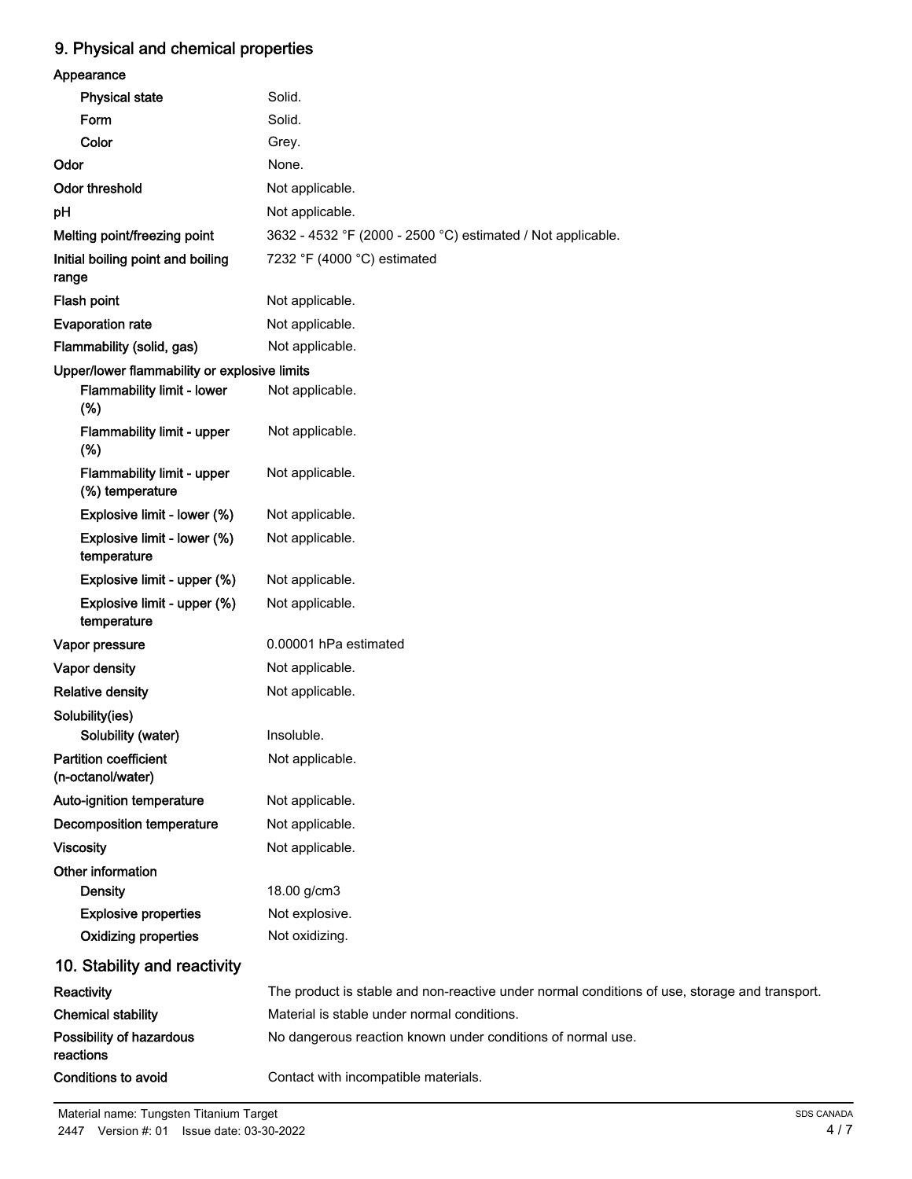## 9. Physical and chemical properties

**Appearance**

| | |
|---|---|
| **Physical state** | Solid. |
| **Form** | Solid. |
| **Color** | Grey. |
| **Odor** | None. |
| **Odor threshold** | Not applicable. |
| **pH** | Not applicable. |
| **Melting point/freezing point** | 3632 - 4532 °F (2000 - 2500 °C) estimated / Not applicable. |
| **Initial boiling point and boiling range** | 7232 °F (4000 °C) estimated |
| **Flash point** | Not applicable. |
| **Evaporation rate** | Not applicable. |
| **Flammability (solid, gas)** | Not applicable. |

**Upper/lower flammability or explosive limits**

| | |
|---|---|
| **Flammability limit - lower (%)** | Not applicable. |
| **Flammability limit - upper (%)** | Not applicable. |
| **Flammability limit - upper (%) temperature** | Not applicable. |
| **Explosive limit - lower (%)** | Not applicable. |
| **Explosive limit - lower (%) temperature** | Not applicable. |
| **Explosive limit - upper (%)** | Not applicable. |
| **Explosive limit - upper (%) temperature** | Not applicable. |
| **Vapor pressure** | 0.00001 hPa estimated |
| **Vapor density** | Not applicable. |
| **Relative density** | Not applicable. |

**Solubility(ies)**

| | |
|---|---|
| **Solubility (water)** | Insoluble. |
| **Partition coefficient (n-octanol/water)** | Not applicable. |
| **Auto-ignition temperature** | Not applicable. |
| **Decomposition temperature** | Not applicable. |
| **Viscosity** | Not applicable. |

**Other information**

| | |
|---|---|
| **Density** | 18.00 g/cm3 |
| **Explosive properties** | Not explosive. |
| **Oxidizing properties** | Not oxidizing. |

## 10. Stability and reactivity

| | |
|---|---|
| **Reactivity** | The product is stable and non-reactive under normal conditions of use, storage and transport. |
| **Chemical stability** | Material is stable under normal conditions. |
| **Possibility of hazardous reactions** | No dangerous reaction known under conditions of normal use. |
| **Conditions to avoid** | Contact with incompatible materials. |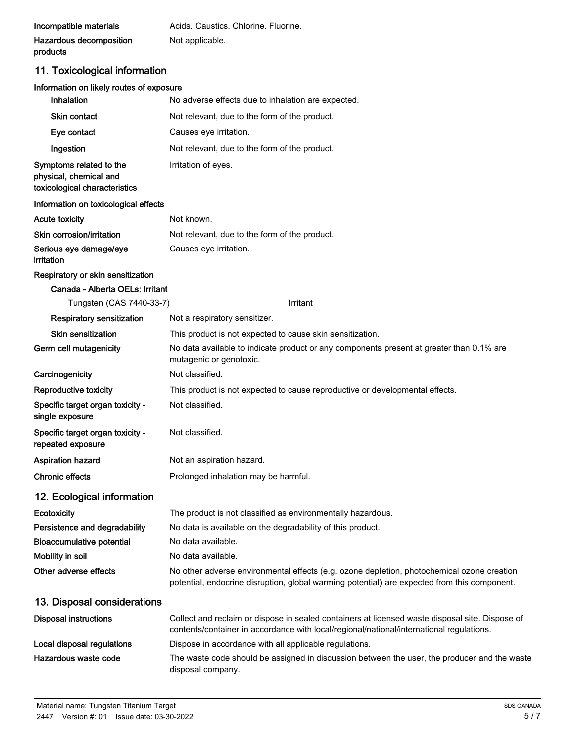**Incompatible materials** Acids. Caustics. Chlorine. Fluorine.

**Hazardous decomposition products** Not applicable.

## 11. Toxicological information

**Information on likely routes of exposure**

**Inhalation** No adverse effects due to inhalation are expected.

**Skin contact** Not relevant, due to the form of the product.

**Eye contact** Causes eye irritation.

**Ingestion** Not relevant, due to the form of the product.

**Symptoms related to the physical, chemical and toxicological characteristics** Irritation of eyes.

**Information on toxicological effects**

**Acute toxicity** Not known.

**Skin corrosion/irritation** Not relevant, due to the form of the product.

**Serious eye damage/eye irritation** Causes eye irritation.

**Respiratory or skin sensitization**

**Canada - Alberta OELs: Irritant**

| Tungsten (CAS 7440-33-7) | Irritant |
|---|---|

**Respiratory sensitization** Not a respiratory sensitizer.

**Skin sensitization** This product is not expected to cause skin sensitization.

**Germ cell mutagenicity** No data available to indicate product or any components present at greater than 0.1% are mutagenic or genotoxic.

**Carcinogenicity** Not classified.

**Reproductive toxicity** This product is not expected to cause reproductive or developmental effects.

**Specific target organ toxicity - single exposure** Not classified.

**Specific target organ toxicity - repeated exposure** Not classified.

**Aspiration hazard** Not an aspiration hazard.

**Chronic effects** Prolonged inhalation may be harmful.

## 12. Ecological information

**Ecotoxicity** The product is not classified as environmentally hazardous.

**Persistence and degradability** No data is available on the degradability of this product.

**Bioaccumulative potential** No data available.

**Mobility in soil** No data available.

**Other adverse effects** No other adverse environmental effects (e.g. ozone depletion, photochemical ozone creation potential, endocrine disruption, global warming potential) are expected from this component.

## 13. Disposal considerations

**Disposal instructions** Collect and reclaim or dispose in sealed containers at licensed waste disposal site. Dispose of contents/container in accordance with local/regional/national/international regulations.

**Local disposal regulations** Dispose in accordance with all applicable regulations.

**Hazardous waste code** The waste code should be assigned in discussion between the user, the producer and the waste disposal company.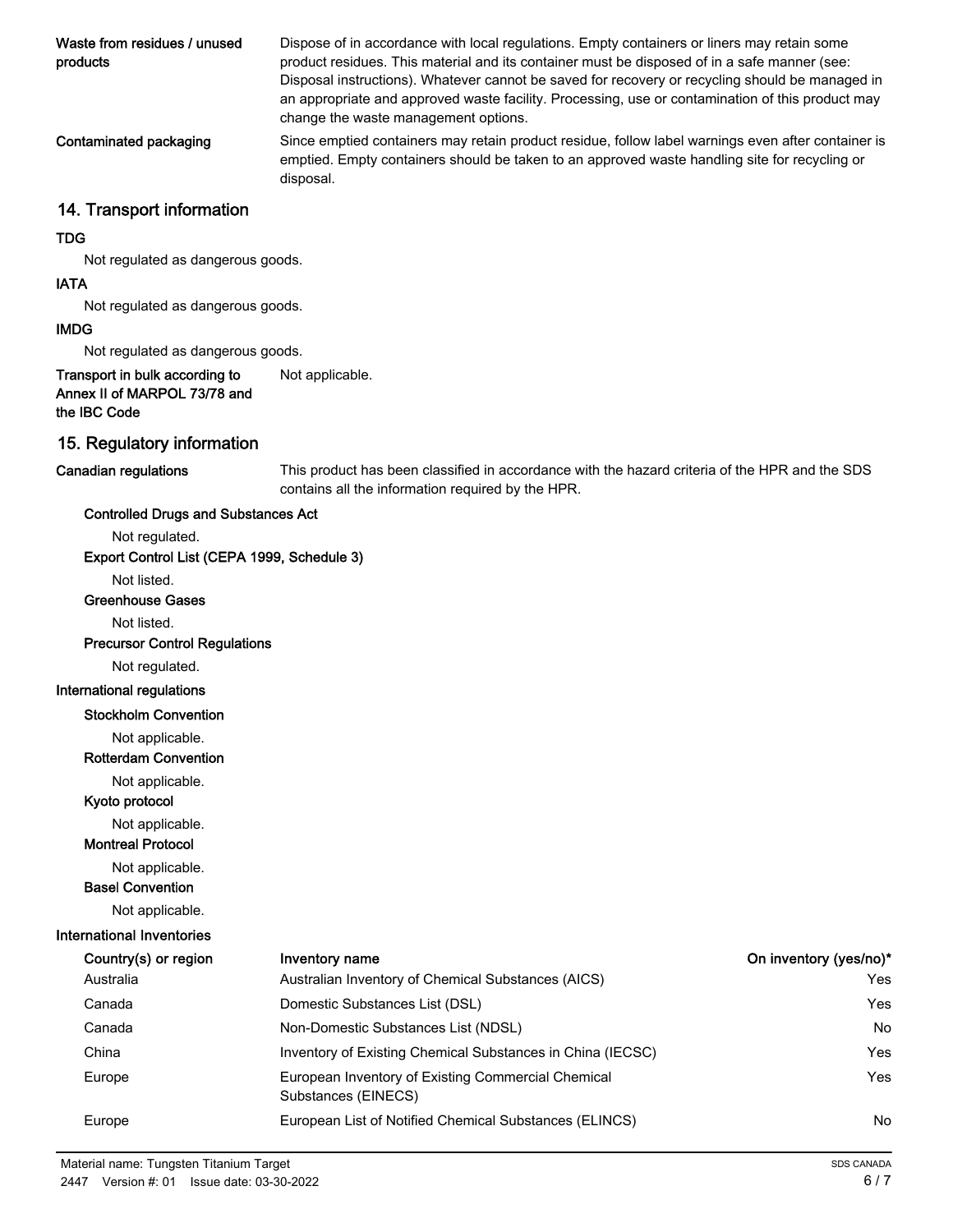**Waste from residues / unused products**

Dispose of in accordance with local regulations. Empty containers or liners may retain some product residues. This material and its container must be disposed of in a safe manner (see: Disposal instructions). Whatever cannot be saved for recovery or recycling should be managed in an appropriate and approved waste facility. Processing, use or contamination of this product may change the waste management options.

**Contaminated packaging**

Since emptied containers may retain product residue, follow label warnings even after container is emptied. Empty containers should be taken to an approved waste handling site for recycling or disposal.

## 14. Transport information

**TDG**

Not regulated as dangerous goods.

**IATA**

Not regulated as dangerous goods.

**IMDG**

Not regulated as dangerous goods.

**Transport in bulk according to Annex II of MARPOL 73/78 and the IBC Code**

Not applicable.

## 15. Regulatory information

**Canadian regulations**

This product has been classified in accordance with the hazard criteria of the HPR and the SDS contains all the information required by the HPR.

**Controlled Drugs and Substances Act**

Not regulated.

**Export Control List (CEPA 1999, Schedule 3)**

Not listed.

**Greenhouse Gases**

Not listed.

**Precursor Control Regulations**

Not regulated.

**International regulations**

**Stockholm Convention**

Not applicable.

**Rotterdam Convention**

Not applicable.

**Kyoto protocol**

Not applicable.

**Montreal Protocol**

Not applicable.

**Basel Convention**

Not applicable.

**International Inventories**

| Country(s) or region | Inventory name | On inventory (yes/no)* |
|---|---|---|
| Australia | Australian Inventory of Chemical Substances (AICS) | Yes |
| Canada | Domestic Substances List (DSL) | Yes |
| Canada | Non-Domestic Substances List (NDSL) | No |
| China | Inventory of Existing Chemical Substances in China (IECSC) | Yes |
| Europe | European Inventory of Existing Commercial Chemical Substances (EINECS) | Yes |
| Europe | European List of Notified Chemical Substances (ELINCS) | No |

Material name: Tungsten Titanium Target
2447 Version #: 01 Issue date: 03-30-2022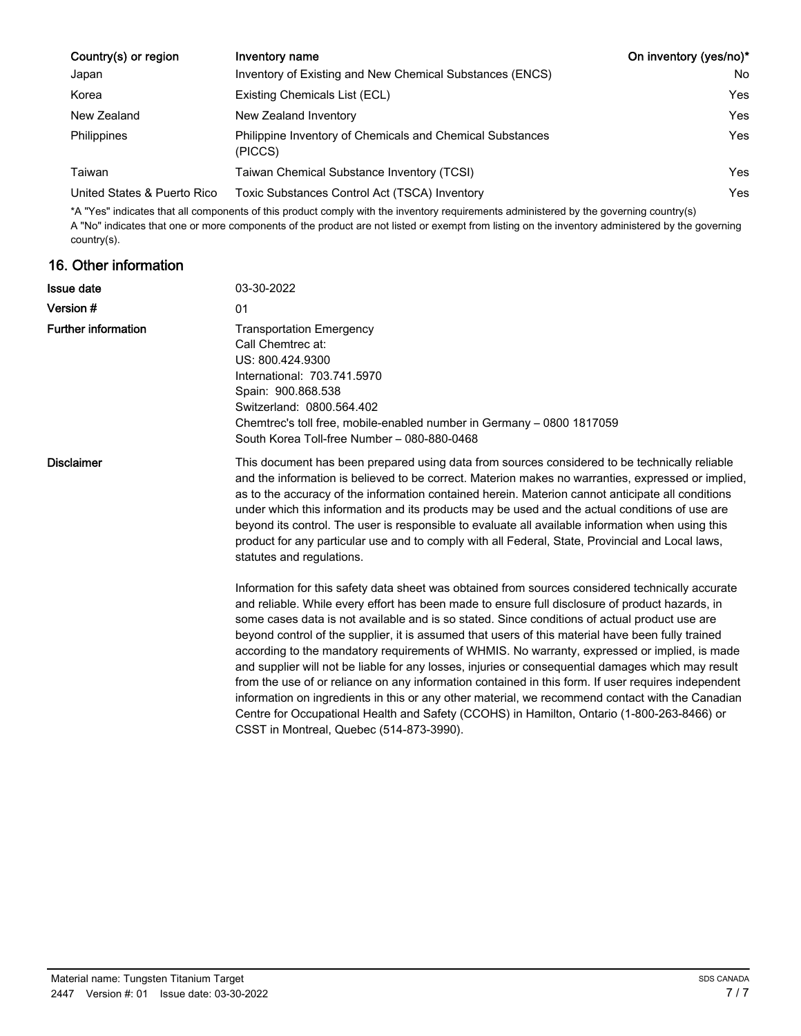| Country(s) or region | Inventory name | On inventory (yes/no)* |
|---|---|---|
| Japan | Inventory of Existing and New Chemical Substances (ENCS) | No |
| Korea | Existing Chemicals List (ECL) | Yes |
| New Zealand | New Zealand Inventory | Yes |
| Philippines | Philippine Inventory of Chemicals and Chemical Substances (PICCS) | Yes |
| Taiwan | Taiwan Chemical Substance Inventory (TCSI) | Yes |
| United States & Puerto Rico | Toxic Substances Control Act (TSCA) Inventory | Yes |

*A "Yes" indicates that all components of this product comply with the inventory requirements administered by the governing country(s)
A "No" indicates that one or more components of the product are not listed or exempt from listing on the inventory administered by the governing country(s).

## 16. Other information

**Issue date** 03-30-2022

**Version #** 01

**Further information**

Transportation Emergency
Call Chemtrec at:
US: 800.424.9300
International: 703.741.5970
Spain: 900.868.538
Switzerland: 0800.564.402
Chemtrec's toll free, mobile-enabled number in Germany – 0800 1817059
South Korea Toll-free Number – 080-880-0468

**Disclaimer**

This document has been prepared using data from sources considered to be technically reliable and the information is believed to be correct. Materion makes no warranties, expressed or implied, as to the accuracy of the information contained herein. Materion cannot anticipate all conditions under which this information and its products may be used and the actual conditions of use are beyond its control. The user is responsible to evaluate all available information when using this product for any particular use and to comply with all Federal, State, Provincial and Local laws, statutes and regulations.

Information for this safety data sheet was obtained from sources considered technically accurate and reliable. While every effort has been made to ensure full disclosure of product hazards, in some cases data is not available and is so stated. Since conditions of actual product use are beyond control of the supplier, it is assumed that users of this material have been fully trained according to the mandatory requirements of WHMIS. No warranty, expressed or implied, is made and supplier will not be liable for any losses, injuries or consequential damages which may result from the use of or reliance on any information contained in this form. If user requires independent information on ingredients in this or any other material, we recommend contact with the Canadian Centre for Occupational Health and Safety (CCOHS) in Hamilton, Ontario (1-800-263-8466) or CSST in Montreal, Quebec (514-873-3990).